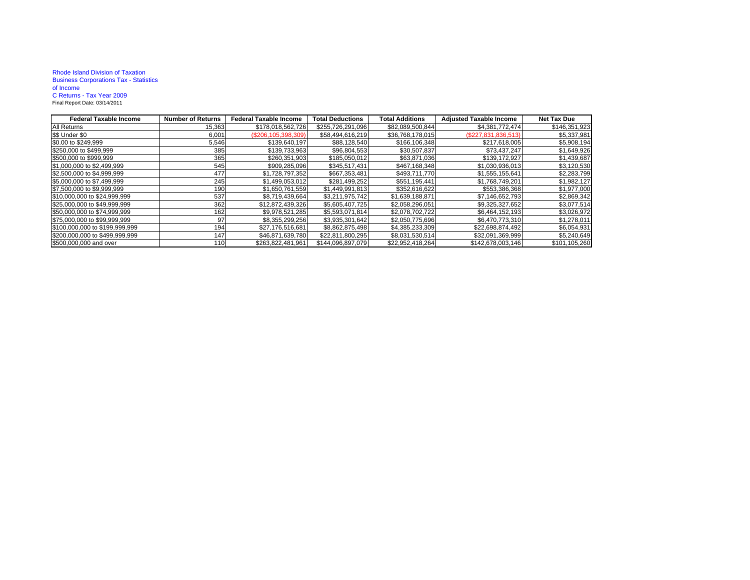Rhode Island Division of Taxation
Business Corporations Tax - Statistics of Income
C Returns - Tax Year 2009
Final Report Date: 03/14/2011

| Federal Taxable Income | Number of Returns | Federal Taxable Income | Total Deductions | Total Additions | Adjusted Taxable Income | Net Tax Due |
|---|---|---|---|---|---|---|
| All Returns | 15,363 | $178,018,562,726 | $255,726,291,096 | $82,089,500,844 | $4,381,772,474 | $146,351,923 |
| $$ Under $0 | 6,001 | ($206,105,398,309) | $58,494,616,219 | $36,768,178,015 | ($227,831,836,513) | $5,337,981 |
| $0.00 to $249,999 | 5,546 | $139,640,197 | $88,128,540 | $166,106,348 | $217,618,005 | $5,908,194 |
| $250,000 to $499,999 | 385 | $139,733,963 | $96,804,553 | $30,507,837 | $73,437,247 | $1,649,926 |
| $500,000 to $999,999 | 365 | $260,351,903 | $185,050,012 | $63,871,036 | $139,172,927 | $1,439,687 |
| $1,000,000 to $2,499,999 | 545 | $909,285,096 | $345,517,431 | $467,168,348 | $1,030,936,013 | $3,120,530 |
| $2,500,000 to $4,999,999 | 477 | $1,728,797,352 | $667,353,481 | $493,711,770 | $1,555,155,641 | $2,283,799 |
| $5,000,000 to $7,499,999 | 245 | $1,499,053,012 | $281,499,252 | $551,195,441 | $1,768,749,201 | $1,982,127 |
| $7,500,000 to $9,999,999 | 190 | $1,650,761,559 | $1,449,991,813 | $352,616,622 | $553,386,368 | $1,977,000 |
| $10,000,000 to $24,999,999 | 537 | $8,719,439,664 | $3,211,975,742 | $1,639,188,871 | $7,146,652,793 | $2,869,342 |
| $25,000,000 to $49,999,999 | 362 | $12,872,439,326 | $5,605,407,725 | $2,058,296,051 | $9,325,327,652 | $3,077,514 |
| $50,000,000 to $74,999,999 | 162 | $9,978,521,285 | $5,593,071,814 | $2,078,702,722 | $6,464,152,193 | $3,026,972 |
| $75,000,000 to $99,999,999 | 97 | $8,355,299,256 | $3,935,301,642 | $2,050,775,696 | $6,470,773,310 | $1,278,011 |
| $100,000,000 to $199,999,999 | 194 | $27,176,516,681 | $8,862,875,498 | $4,385,233,309 | $22,698,874,492 | $6,054,931 |
| $200,000,000 to $499,999,999 | 147 | $46,871,639,780 | $22,811,800,295 | $8,031,530,514 | $32,091,369,999 | $5,240,649 |
| $500,000,000 and over | 110 | $263,822,481,961 | $144,096,897,079 | $22,952,418,264 | $142,678,003,146 | $101,105,260 |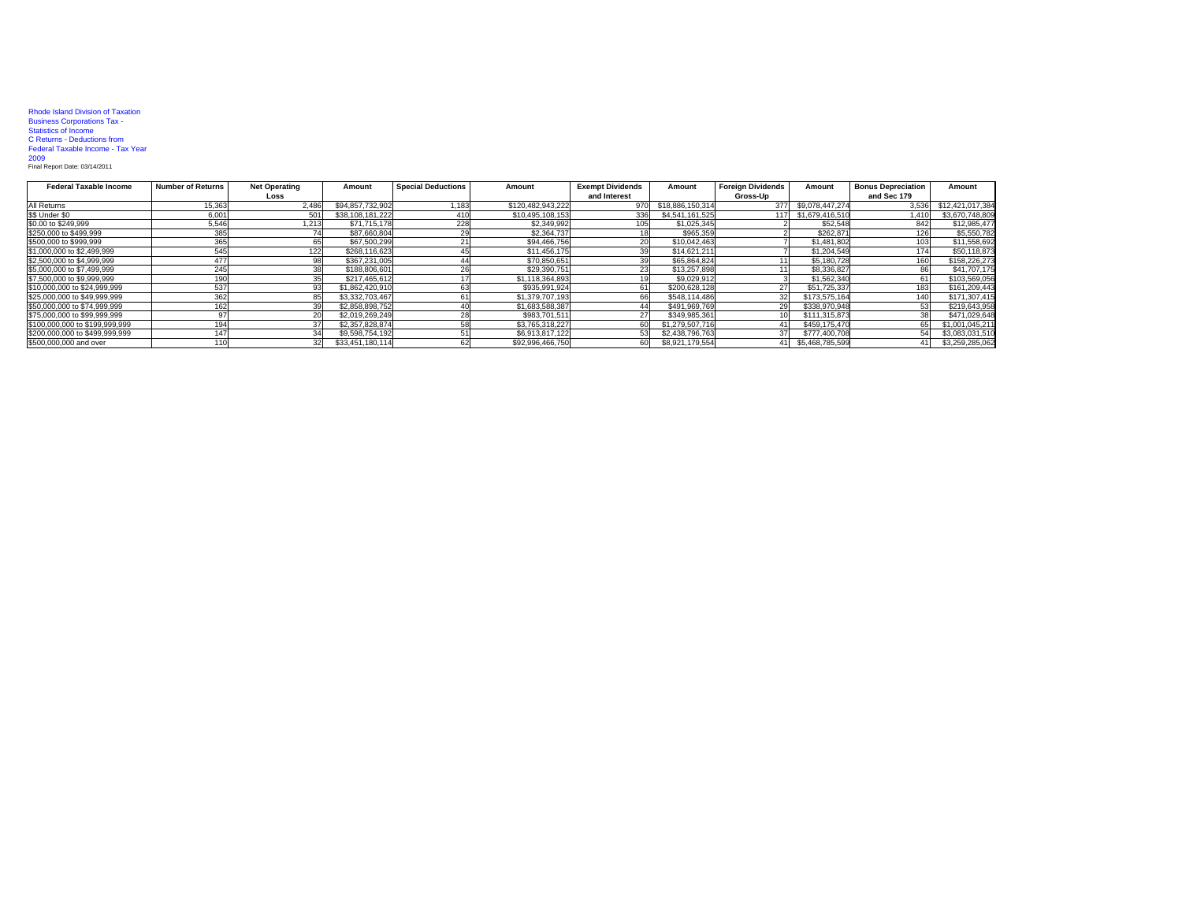Rhode Island Division of Taxation
Business Corporations Tax -
Statistics of Income
C Returns - Deductions from
Federal Taxable Income - Tax Year
2009
Final Report Date: 03/14/2011

| Federal Taxable Income | Number of Returns | Net Operating Loss | Amount | Special Deductions | Amount | Exempt Dividends and Interest | Amount | Foreign Dividends Gross-Up | Amount | Bonus Depreciation and Sec 179 | Amount |
|---|---|---|---|---|---|---|---|---|---|---|---|
| All Returns | 15,363 | 2,486 | $94,857,732,902 | 1,183 | $120,482,943,222 | 970 | $18,886,150,314 | 377 | $9,078,447,274 | 3,536 | $12,421,017,384 |
| $$ Under $0 | 6,001 | 501 | $38,108,181,222 | 410 | $10,495,108,153 | 336 | $4,541,161,525 | 117 | $1,679,416,510 | 1,410 | $3,670,748,809 |
| $0.00 to $249,999 | 5,546 | 1,213 | $71,715,178 | 228 | $2,349,992 | 105 | $1,025,345 | 2 | $52,548 | 842 | $12,985,477 |
| $250,000 to $499,999 | 385 | 74 | $87,660,804 | 29 | $2,364,737 | 18 | $965,359 | 2 | $262,871 | 126 | $5,550,782 |
| $500,000 to $999,999 | 365 | 65 | $67,500,299 | 21 | $94,466,756 | 20 | $10,042,463 | 7 | $1,481,802 | 103 | $11,558,692 |
| $1,000,000 to $2,499,999 | 545 | 122 | $268,116,623 | 45 | $11,456,175 | 39 | $14,621,211 | 7 | $1,204,549 | 174 | $50,118,873 |
| $2,500,000 to $4,999,999 | 477 | 98 | $367,231,005 | 44 | $70,850,651 | 39 | $65,864,824 | 11 | $5,180,728 | 160 | $158,226,273 |
| $5,000,000 to $7,499,999 | 245 | 38 | $188,806,601 | 26 | $29,390,751 | 23 | $13,257,898 | 11 | $8,336,827 | 86 | $41,707,175 |
| $7,500,000 to $9,999,999 | 190 | 35 | $217,465,612 | 17 | $1,118,364,893 | 19 | $9,029,912 | 3 | $1,562,340 | 61 | $103,569,056 |
| $10,000,000 to $24,999,999 | 537 | 93 | $1,862,420,910 | 63 | $935,991,924 | 61 | $200,628,128 | 27 | $51,725,337 | 183 | $161,209,443 |
| $25,000,000 to $49,999,999 | 362 | 85 | $3,332,703,467 | 61 | $1,379,707,193 | 66 | $548,114,486 | 32 | $173,575,164 | 140 | $171,307,415 |
| $50,000,000 to $74,999,999 | 162 | 39 | $2,858,898,752 | 40 | $1,683,588,387 | 44 | $491,969,769 | 29 | $338,970,948 | 53 | $219,643,958 |
| $75,000,000 to $99,999,999 | 97 | 20 | $2,019,269,249 | 28 | $983,701,511 | 27 | $349,985,361 | 10 | $111,315,873 | 38 | $471,029,648 |
| $100,000,000 to $199,999,999 | 194 | 37 | $2,357,828,874 | 58 | $3,765,318,227 | 60 | $1,279,507,716 | 41 | $459,175,470 | 65 | $1,001,045,211 |
| $200,000,000 to $499,999,999 | 147 | 34 | $9,598,754,192 | 51 | $6,913,817,122 | 53 | $2,438,796,763 | 37 | $777,400,708 | 54 | $3,083,031,510 |
| $500,000,000 and over | 110 | 32 | $33,451,180,114 | 62 | $92,996,466,750 | 60 | $8,921,179,554 | 41 | $5,468,785,599 | 41 | $3,259,285,062 |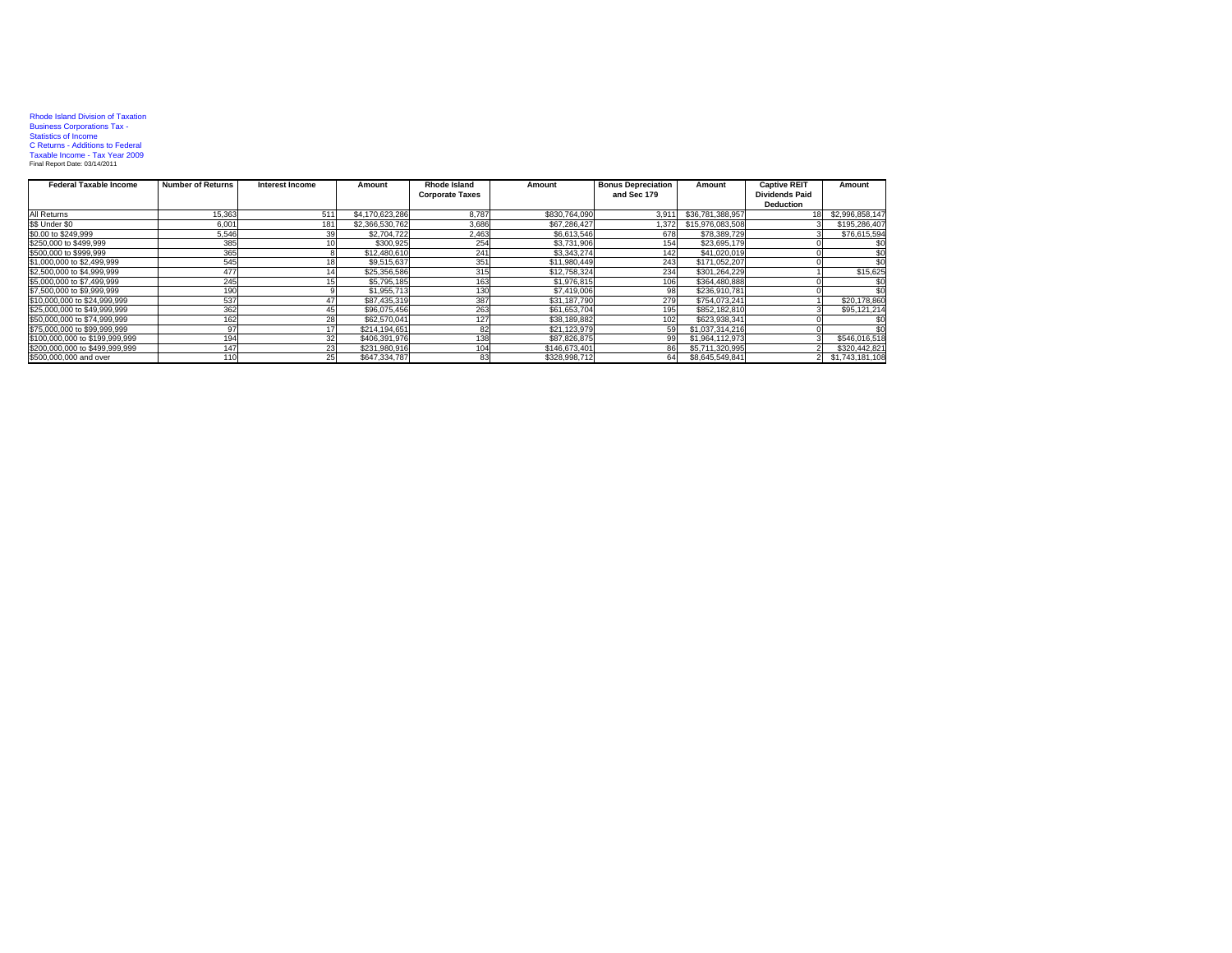Rhode Island Division of Taxation
Business Corporations Tax -
Statistics of Income
C Returns - Additions to Federal
Taxable Income - Tax Year 2009
Final Report Date: 03/14/2011

| Federal Taxable Income | Number of Returns | Interest Income | Amount | Rhode Island Corporate Taxes | Amount | Bonus Depreciation and Sec 179 | Amount | Captive REIT Dividends Paid Deduction | Amount |
|---|---|---|---|---|---|---|---|---|---|
| All Returns | 15,363 | 511 | $4,170,623,286 | 8,787 | $830,764,090 | 3,911 | $36,781,388,957 | 18 | $2,996,858,147 |
| $$ Under $0 | 6,001 | 181 | $2,366,530,762 | 3,686 | $67,286,427 | 1,372 | $15,976,083,508 | 3 | $195,286,407 |
| $0.00 to $249,999 | 5,546 | 39 | $2,704,722 | 2,463 | $6,613,546 | 678 | $78,389,729 | 3 | $76,615,594 |
| $250,000 to $499,999 | 385 | 10 | $300,925 | 254 | $3,731,906 | 154 | $23,695,179 | 0 | $0 |
| $500,000 to $999,999 | 365 | 8 | $12,480,610 | 241 | $3,343,274 | 142 | $41,020,019 | 0 | $0 |
| $1,000,000 to $2,499,999 | 545 | 18 | $9,515,637 | 351 | $11,980,449 | 243 | $171,052,207 | 0 | $0 |
| $2,500,000 to $4,999,999 | 477 | 14 | $25,356,586 | 315 | $12,758,324 | 234 | $301,264,229 | 1 | $15,625 |
| $5,000,000 to $7,499,999 | 245 | 15 | $5,795,185 | 163 | $1,976,815 | 106 | $364,480,888 | 0 | $0 |
| $7,500,000 to $9,999,999 | 190 | 9 | $1,955,713 | 130 | $7,419,006 | 98 | $236,910,781 | 0 | $0 |
| $10,000,000 to $24,999,999 | 537 | 47 | $87,435,319 | 387 | $31,187,790 | 279 | $754,073,241 | 1 | $20,178,860 |
| $25,000,000 to $49,999,999 | 362 | 45 | $96,075,456 | 263 | $61,653,704 | 195 | $852,182,810 | 3 | $95,121,214 |
| $50,000,000 to $74,999,999 | 162 | 28 | $62,570,041 | 127 | $38,189,882 | 102 | $623,938,341 | 0 | $0 |
| $75,000,000 to $99,999,999 | 97 | 17 | $214,194,651 | 82 | $21,123,979 | 59 | $1,037,314,216 | 0 | $0 |
| $100,000,000 to $199,999,999 | 194 | 32 | $406,391,976 | 138 | $87,826,875 | 99 | $1,964,112,973 | 3 | $546,016,518 |
| $200,000,000 to $499,999,999 | 147 | 23 | $231,980,916 | 104 | $146,673,401 | 86 | $5,711,320,995 | 2 | $320,442,821 |
| $500,000,000 and over | 110 | 25 | $647,334,787 | 83 | $328,998,712 | 64 | $8,645,549,841 | 2 | $1,743,181,108 |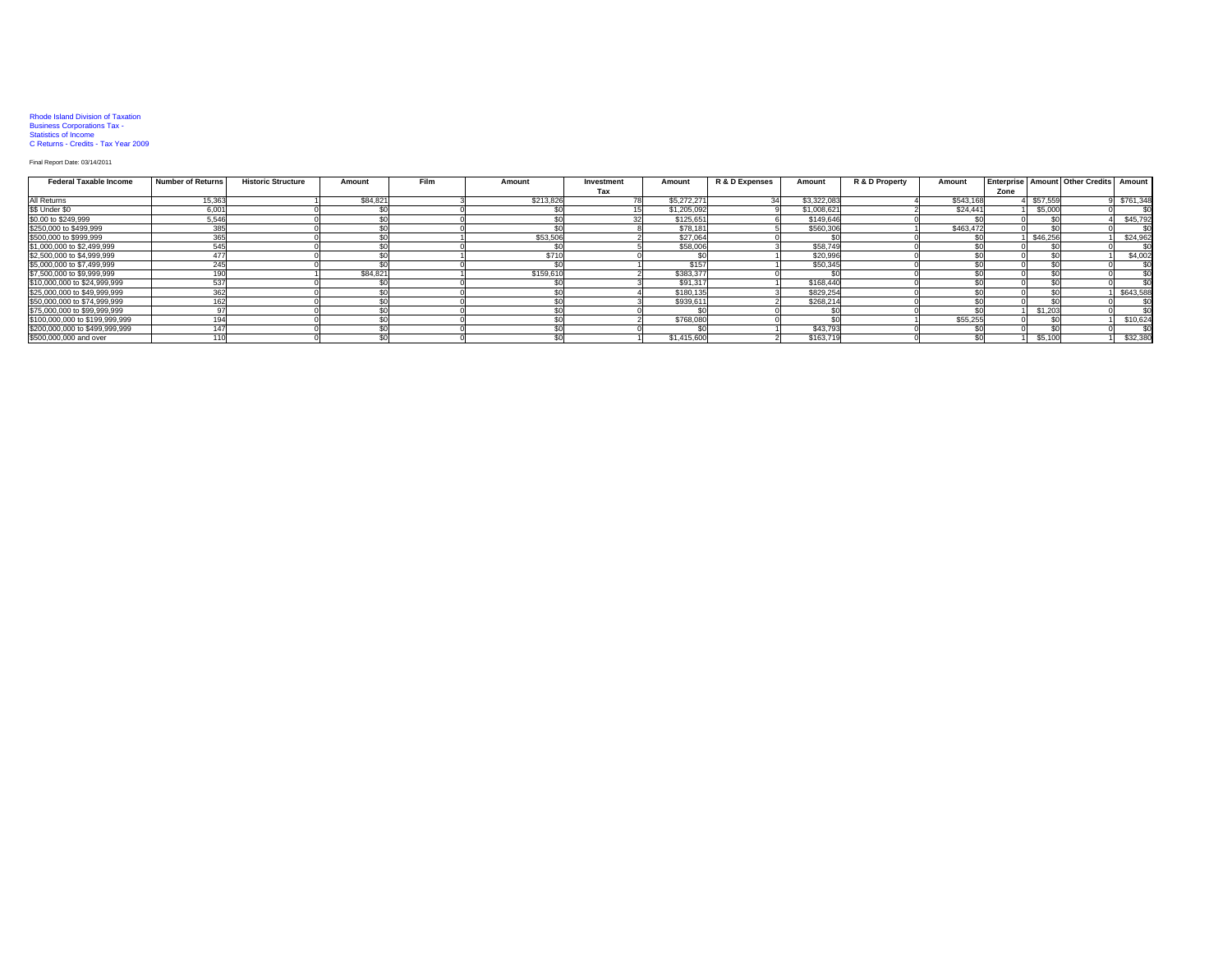Rhode Island Division of Taxation
Business Corporations Tax -
Statistics of Income
C Returns - Credits - Tax Year 2009

Final Report Date: 03/14/2011

| Federal Taxable Income | Number of Returns | Historic Structure | Amount | Film | Amount | Investment Tax | Amount | R & D Expenses | Amount | R & D Property | Amount | Enterprise Zone | Amount | Other Credits | Amount |
|---|---|---|---|---|---|---|---|---|---|---|---|---|---|---|---|
| All Returns | 15,363 | 1 | $84,821 | 3 | $213,826 | 78 | $5,272,271 | 34 | $3,322,083 | 4 | $543,168 | 4 | $57,559 | 9 | $761,348 |
| $$ Under $0 | 6,001 | 0 | $0 | 0 | $0 | 15 | $1,205,092 | 9 | $1,008,621 | 2 | $24,441 | 1 | $5,000 | 0 | $0 |
| $0.00 to $249,999 | 5,546 | 0 | $0 | 0 | $0 | 32 | $125,651 | 6 | $149,646 | 0 | $0 | 0 | $0 | 4 | $45,792 |
| $250,000 to $499,999 | 385 | 0 | $0 | 0 | $0 | 8 | $78,181 | 5 | $560,306 | 1 | $463,472 | 0 | $0 | 0 | $0 |
| $500,000 to $999,999 | 365 | 0 | $0 | 1 | $53,506 | 2 | $27,064 | 0 | $0 | 0 | $0 | 1 | $46,256 | 1 | $24,962 |
| $1,000,000 to $2,499,999 | 545 | 0 | $0 | 0 | $0 | 5 | $58,006 | 3 | $58,749 | 0 | $0 | 0 | $0 | 0 | $0 |
| $2,500,000 to $4,999,999 | 477 | 0 | $0 | 1 | $710 | 0 | $0 | 1 | $20,996 | 0 | $0 | 0 | $0 | 1 | $4,002 |
| $5,000,000 to $7,499,999 | 245 | 0 | $0 | 0 | $0 | 1 | $157 | 1 | $50,345 | 0 | $0 | 0 | $0 | 0 | $0 |
| $7,500,000 to $9,999,999 | 190 | 1 | $84,821 | 1 | $159,610 | 2 | $383,377 | 0 | $0 | 0 | $0 | 0 | $0 | 0 | $0 |
| $10,000,000 to $24,999,999 | 537 | 0 | $0 | 0 | $0 | 3 | $91,317 | 1 | $168,440 | 0 | $0 | 0 | $0 | 0 | $0 |
| $25,000,000 to $49,999,999 | 362 | 0 | $0 | 0 | $0 | 4 | $180,135 | 3 | $829,254 | 0 | $0 | 0 | $0 | 1 | $643,588 |
| $50,000,000 to $74,999,999 | 162 | 0 | $0 | 0 | $0 | 3 | $939,611 | 2 | $268,214 | 0 | $0 | 0 | $0 | 0 | $0 |
| $75,000,000 to $99,999,999 | 97 | 0 | $0 | 0 | $0 | 0 | $0 | 0 | $0 | 0 | $0 | 1 | $1,203 | 0 | $0 |
| $100,000,000 to $199,999,999 | 194 | 0 | $0 | 0 | $0 | 2 | $768,080 | 0 | $0 | 1 | $55,255 | 0 | $0 | 1 | $10,624 |
| $200,000,000 to $499,999,999 | 147 | 0 | $0 | 0 | $0 | 0 | $0 | 1 | $43,793 | 0 | $0 | 0 | $0 | 0 | $0 |
| $500,000,000 and over | 110 | 0 | $0 | 0 | $0 | 1 | $1,415,600 | 2 | $163,719 | 0 | $0 | 1 | $5,100 | 1 | $32,380 |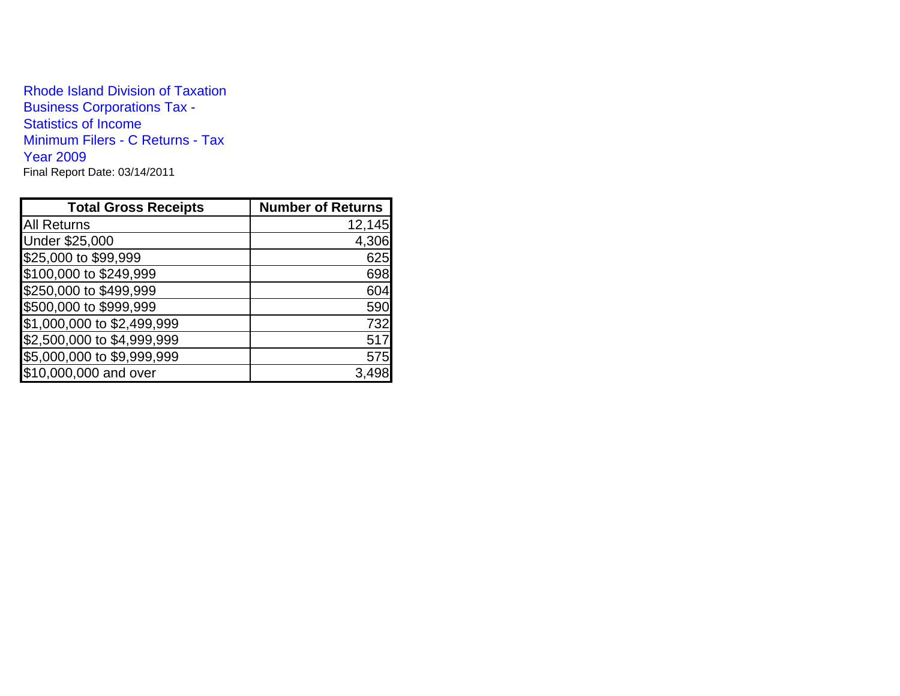Rhode Island Division of Taxation
Business Corporations Tax - Statistics of Income
Minimum Filers - C Returns - Tax Year 2009
Final Report Date: 03/14/2011

| Total Gross Receipts | Number of Returns |
|---|---|
| All Returns | 12,145 |
| Under $25,000 | 4,306 |
| $25,000 to $99,999 | 625 |
| $100,000 to $249,999 | 698 |
| $250,000 to $499,999 | 604 |
| $500,000 to $999,999 | 590 |
| $1,000,000 to $2,499,999 | 732 |
| $2,500,000 to $4,999,999 | 517 |
| $5,000,000 to $9,999,999 | 575 |
| $10,000,000 and over | 3,498 |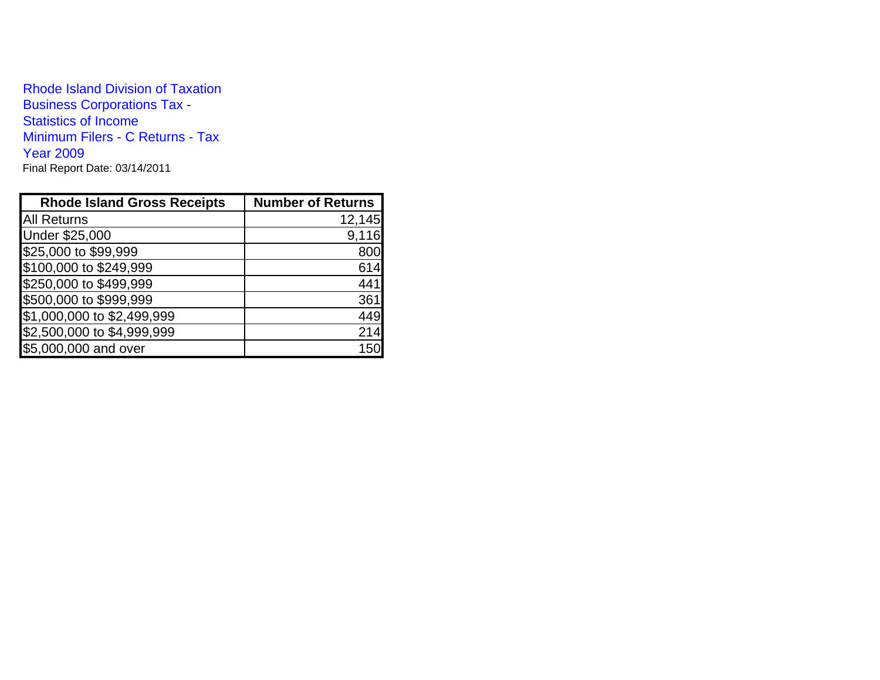Rhode Island Division of Taxation
Business Corporations Tax - Statistics of Income
Minimum Filers - C Returns - Tax Year 2009
Final Report Date: 03/14/2011

| Rhode Island Gross Receipts | Number of Returns |
| --- | ---: |
| All Returns | 12,145 |
| Under $25,000 | 9,116 |
| $25,000 to $99,999 | 800 |
| $100,000 to $249,999 | 614 |
| $250,000 to $499,999 | 441 |
| $500,000 to $999,999 | 361 |
| $1,000,000 to $2,499,999 | 449 |
| $2,500,000 to $4,999,999 | 214 |
| $5,000,000 and over | 150 |